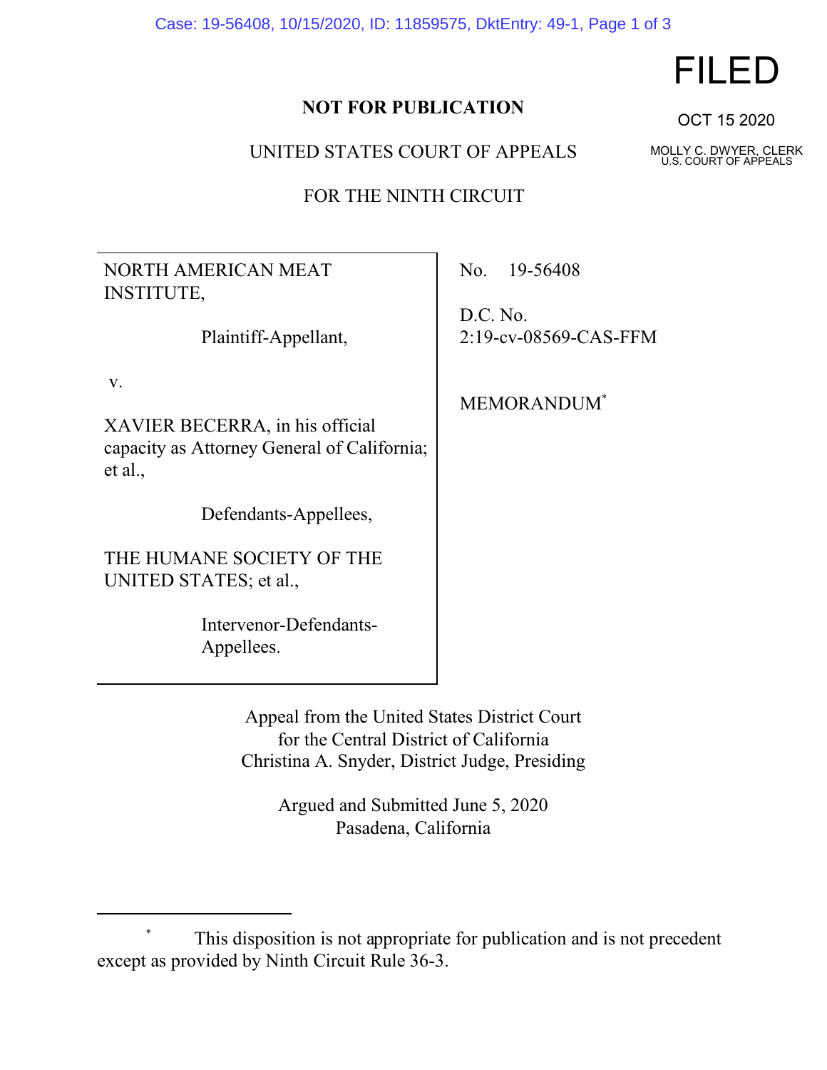**NOT FOR PUBLICATION**

FILED

OCT 15 2020

MOLLY C. DWYER, CLERK
U.S. COURT OF APPEALS

UNITED STATES COURT OF APPEALS

FOR THE NINTH CIRCUIT

NORTH AMERICAN MEAT INSTITUTE,

Plaintiff-Appellant,

v.

XAVIER BECERRA, in his official capacity as Attorney General of California; et al.,

Defendants-Appellees,

THE HUMANE SOCIETY OF THE UNITED STATES; et al.,

Intervenor-Defendants-Appellees.

No. 19-56408

D.C. No. 2:19-cv-08569-CAS-FFM

MEMORANDUM*

Appeal from the United States District Court for the Central District of California
Christina A. Snyder, District Judge, Presiding

Argued and Submitted June 5, 2020
Pasadena, California

---

\* This disposition is not appropriate for publication and is not precedent except as provided by Ninth Circuit Rule 36-3.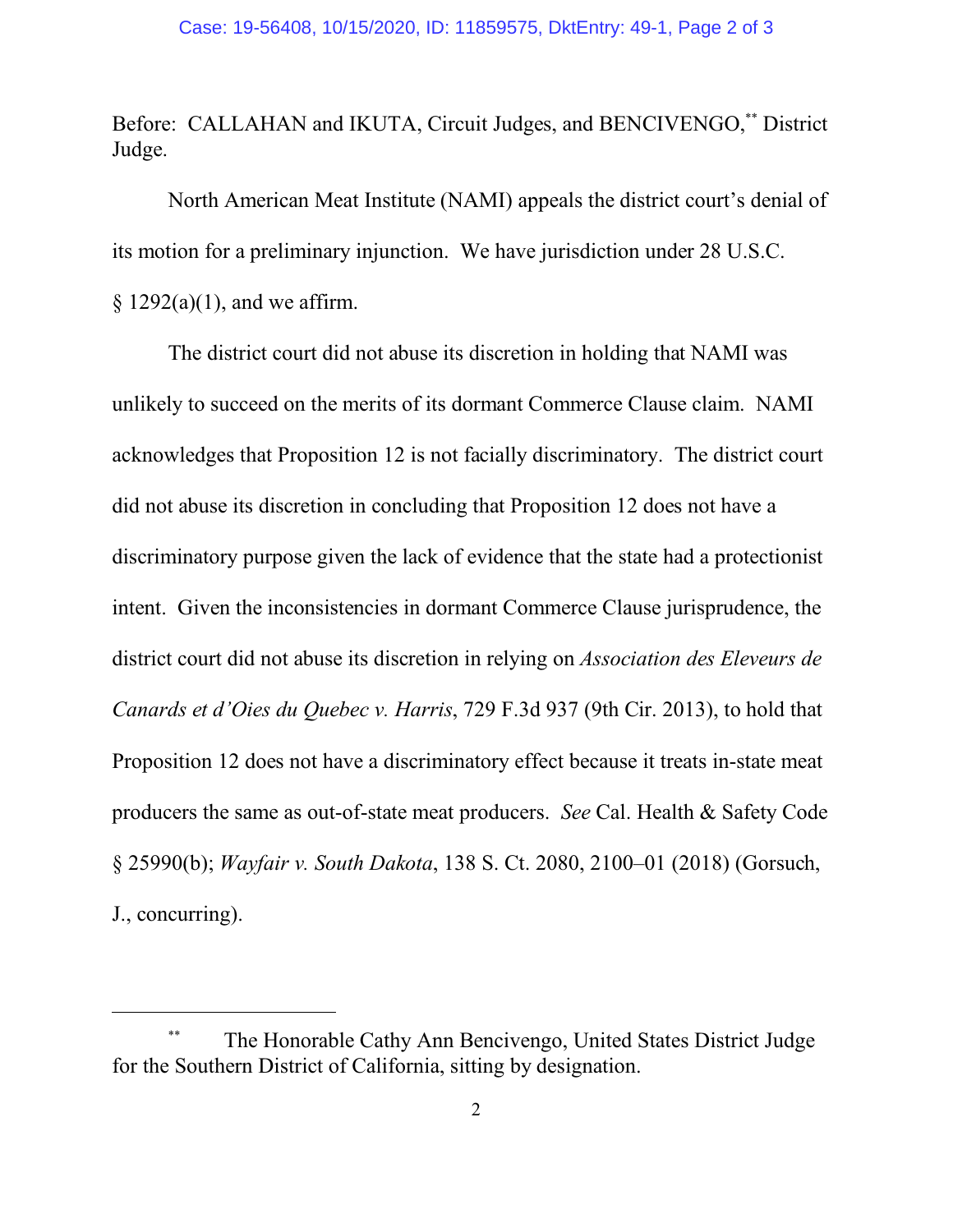Before: CALLAHAN and IKUTA, Circuit Judges, and BENCIVENGO,[**] District Judge.

North American Meat Institute (NAMI) appeals the district court's denial of its motion for a preliminary injunction. We have jurisdiction under 28 U.S.C. § 1292(a)(1), and we affirm.

The district court did not abuse its discretion in holding that NAMI was unlikely to succeed on the merits of its dormant Commerce Clause claim. NAMI acknowledges that Proposition 12 is not facially discriminatory. The district court did not abuse its discretion in concluding that Proposition 12 does not have a discriminatory purpose given the lack of evidence that the state had a protectionist intent. Given the inconsistencies in dormant Commerce Clause jurisprudence, the district court did not abuse its discretion in relying on *Association des Eleveurs de Canards et d'Oies du Quebec v. Harris*, 729 F.3d 937 (9th Cir. 2013), to hold that Proposition 12 does not have a discriminatory effect because it treats in-state meat producers the same as out-of-state meat producers. *See* Cal. Health & Safety Code § 25990(b); *Wayfair v. South Dakota*, 138 S. Ct. 2080, 2100–01 (2018) (Gorsuch, J., concurring).

---

[**] The Honorable Cathy Ann Bencivengo, United States District Judge for the Southern District of California, sitting by designation.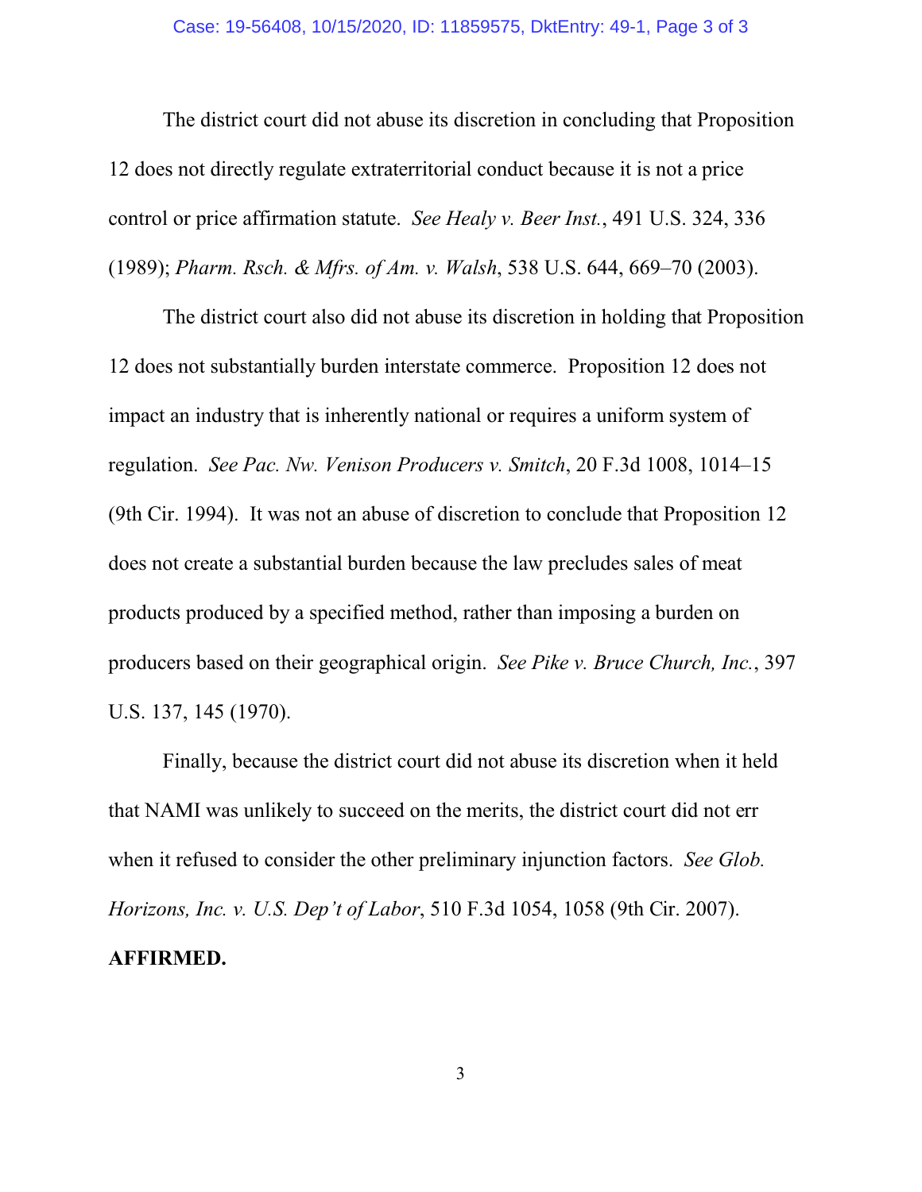The district court did not abuse its discretion in concluding that Proposition 12 does not directly regulate extraterritorial conduct because it is not a price control or price affirmation statute. *See Healy v. Beer Inst.*, 491 U.S. 324, 336 (1989); *Pharm. Rsch. & Mfrs. of Am. v. Walsh*, 538 U.S. 644, 669–70 (2003).

The district court also did not abuse its discretion in holding that Proposition 12 does not substantially burden interstate commerce. Proposition 12 does not impact an industry that is inherently national or requires a uniform system of regulation. *See Pac. Nw. Venison Producers v. Smitch*, 20 F.3d 1008, 1014–15 (9th Cir. 1994). It was not an abuse of discretion to conclude that Proposition 12 does not create a substantial burden because the law precludes sales of meat products produced by a specified method, rather than imposing a burden on producers based on their geographical origin. *See Pike v. Bruce Church, Inc.*, 397 U.S. 137, 145 (1970).

Finally, because the district court did not abuse its discretion when it held that NAMI was unlikely to succeed on the merits, the district court did not err when it refused to consider the other preliminary injunction factors. *See Glob. Horizons, Inc. v. U.S. Dep't of Labor*, 510 F.3d 1054, 1058 (9th Cir. 2007).

**AFFIRMED.**